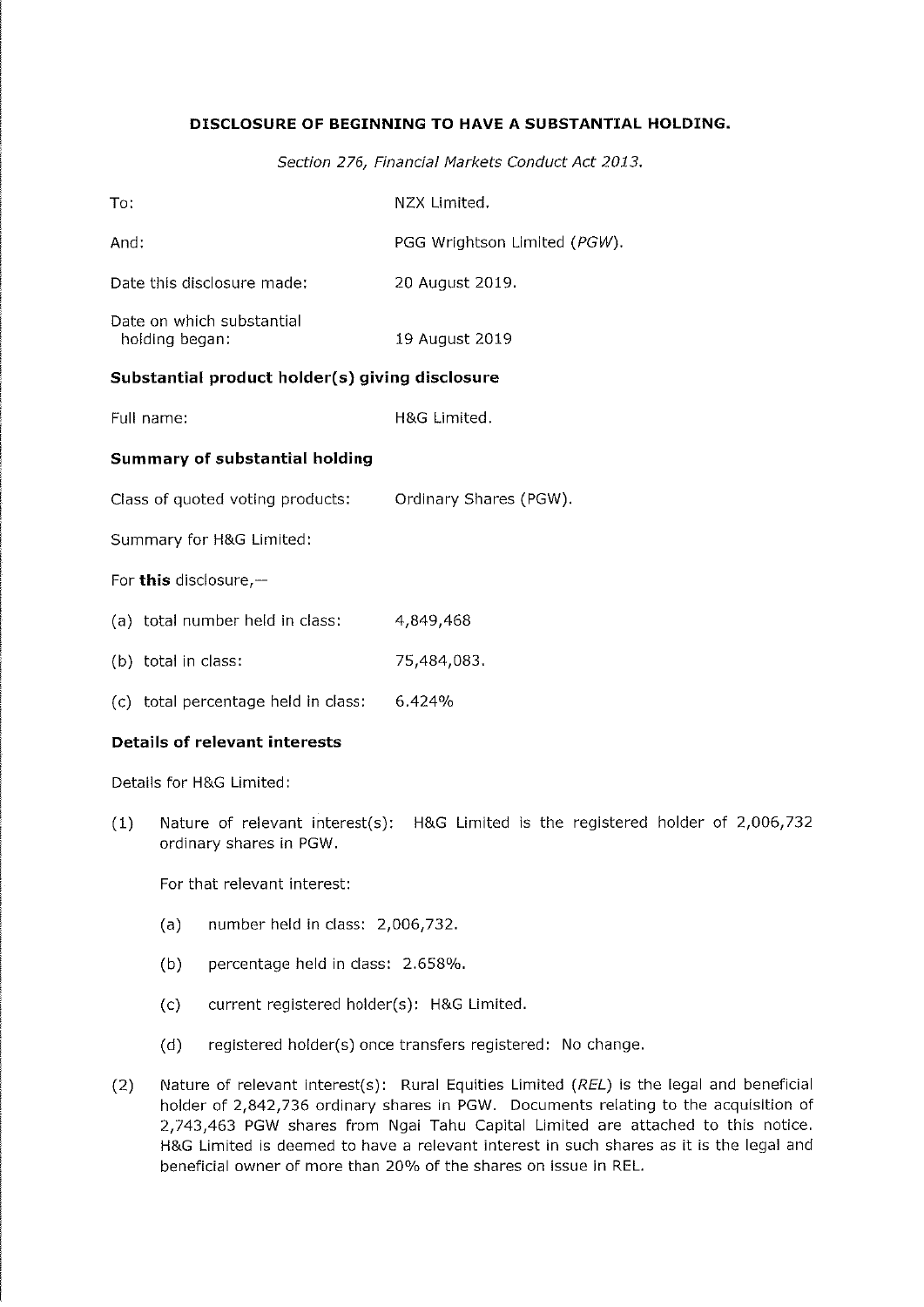# DISCLOSURE OF BEGINNING TO HAVE A SUBSTANTIAL HOLDING.

*Section 276, Financial Markets Conduct Act 2013.*

To: NZX Limited.

And: PGG Wrightson Limited (*PGW*).

Date this disclosure made: 20 August 2019.

Date on which substantial holding began: 19 August 2019

### Substantial product holder(s) giving disclosure

Full name: H&G Limited.

### Summary of substantial holding

Class of quoted voting products: Ordinary Shares (PGW).

Summary for H&G Limited:

For **this** disclosure,—

(a) total number held in class: 4,849,468

(b) total in class: 75,484,083.

(c) total percentage held in class: 6.424%

### Details of relevant interests

Details for H&G Limited:

(1) Nature of relevant interest(s): H&G Limited is the registered holder of 2,006,732 ordinary shares in PGW.

For that relevant interest:

(a) number held in class: 2,006,732.

(b) percentage held in class: 2.658%.

(c) current registered holder(s): H&G Limited.

(d) registered holder(s) once transfers registered: No change.

(2) Nature of relevant interest(s): Rural Equities Limited (*REL*) is the legal and beneficial holder of 2,842,736 ordinary shares in PGW. Documents relating to the acquisition of 2,743,463 PGW shares from Ngai Tahu Capital Limited are attached to this notice. H&G Limited is deemed to have a relevant interest in such shares as it is the legal and beneficial owner of more than 20% of the shares on issue in REL.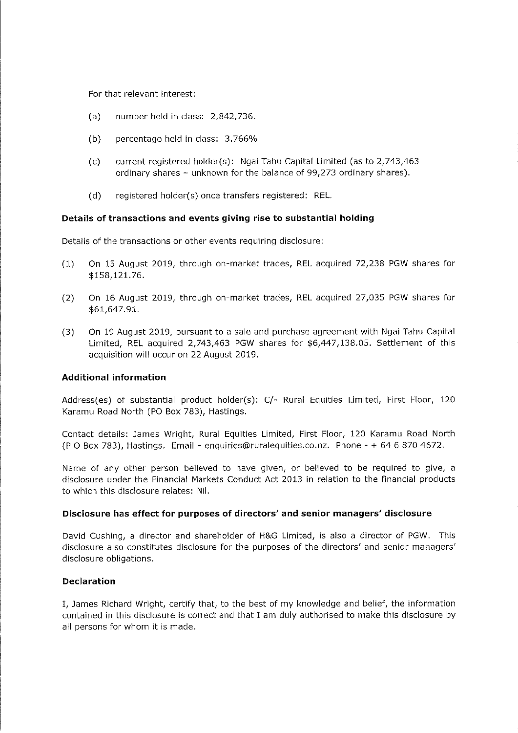For that relevant interest:

(a) number held in class: 2,842,736.

(b) percentage held in class: 3.766%

(c) current registered holder(s): Ngai Tahu Capital Limited (as to 2,743,463 ordinary shares – unknown for the balance of 99,273 ordinary shares).

(d) registered holder(s) once transfers registered: REL.

**Details of transactions and events giving rise to substantial holding**

Details of the transactions or other events requiring disclosure:

(1) On 15 August 2019, through on-market trades, REL acquired 72,238 PGW shares for $158,121.76.

(2) On 16 August 2019, through on-market trades, REL acquired 27,035 PGW shares for $61,647.91.

(3) On 19 August 2019, pursuant to a sale and purchase agreement with Ngai Tahu Capital Limited, REL acquired 2,743,463 PGW shares for $6,447,138.05. Settlement of this acquisition will occur on 22 August 2019.

**Additional information**

Address(es) of substantial product holder(s): C/- Rural Equities Limited, First Floor, 120 Karamu Road North (PO Box 783), Hastings.

Contact details: James Wright, Rural Equities Limited, First Floor, 120 Karamu Road North (P O Box 783), Hastings. Email - enquiries@ruralequities.co.nz. Phone - + 64 6 870 4672.

Name of any other person believed to have given, or believed to be required to give, a disclosure under the Financial Markets Conduct Act 2013 in relation to the financial products to which this disclosure relates: Nil.

**Disclosure has effect for purposes of directors' and senior managers' disclosure**

David Cushing, a director and shareholder of H&G Limited, is also a director of PGW. This disclosure also constitutes disclosure for the purposes of the directors' and senior managers' disclosure obligations.

**Declaration**

I, James Richard Wright, certify that, to the best of my knowledge and belief, the information contained in this disclosure is correct and that I am duly authorised to make this disclosure by all persons for whom it is made.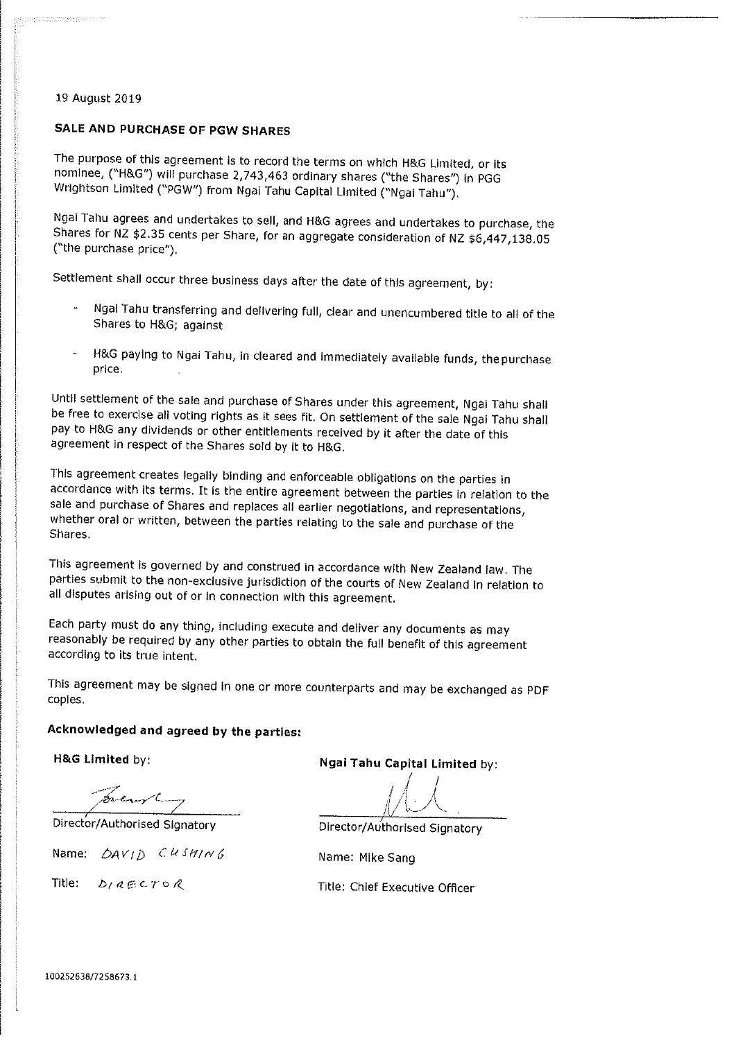19 August 2019

**SALE AND PURCHASE OF PGW SHARES**

The purpose of this agreement is to record the terms on which H&G Limited, or its nominee, ("H&G") will purchase 2,743,463 ordinary shares ("the Shares") in PGG Wrightson Limited ("PGW") from Ngai Tahu Capital Limited ("Ngai Tahu").

Ngai Tahu agrees and undertakes to sell, and H&G agrees and undertakes to purchase, the Shares for NZ $2.35 cents per Share, for an aggregate consideration of NZ $6,447,138.05 ("the purchase price").

Settlement shall occur three business days after the date of this agreement, by:

- Ngai Tahu transferring and delivering full, clear and unencumbered title to all of the Shares to H&G; against
- H&G paying to Ngai Tahu, in cleared and immediately available funds, the purchase price.

Until settlement of the sale and purchase of Shares under this agreement, Ngai Tahu shall be free to exercise all voting rights as it sees fit. On settlement of the sale Ngai Tahu shall pay to H&G any dividends or other entitlements received by it after the date of this agreement in respect of the Shares sold by it to H&G.

This agreement creates legally binding and enforceable obligations on the parties in accordance with its terms. It is the entire agreement between the parties in relation to the sale and purchase of Shares and replaces all earlier negotiations, and representations, whether oral or written, between the parties relating to the sale and purchase of the Shares.

This agreement is governed by and construed in accordance with New Zealand law. The parties submit to the non-exclusive jurisdiction of the courts of New Zealand in relation to all disputes arising out of or in connection with this agreement.

Each party must do any thing, including execute and deliver any documents as may reasonably be required by any other parties to obtain the full benefit of this agreement according to its true intent.

This agreement may be signed in one or more counterparts and may be exchanged as PDF copies.

**Acknowledged and agreed by the parties:**

**H&G Limited** by:

Director/Authorised Signatory

Name: DAVID CUSHING

Title: DIRECTOR

**Ngai Tahu Capital Limited** by:

Director/Authorised Signatory

Name: Mike Sang

Title: Chief Executive Officer

100252638/7258673.1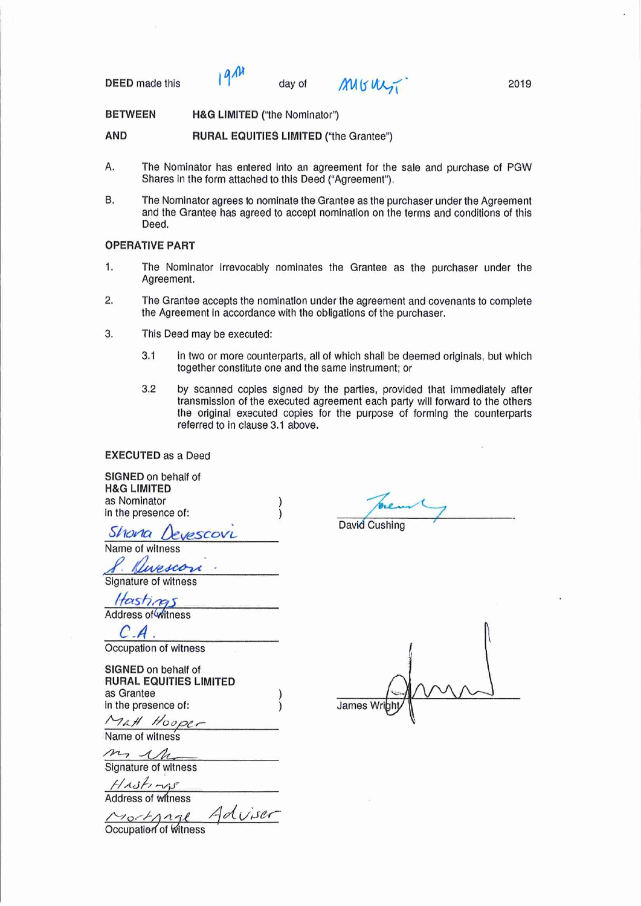**DEED** made this 19th day of August 2019

**BETWEEN** **H&G LIMITED** ("the Nominator")

**AND** **RURAL EQUITIES LIMITED** ("the Grantee")

A. The Nominator has entered into an agreement for the sale and purchase of PGW Shares in the form attached to this Deed ("Agreement").

B. The Nominator agrees to nominate the Grantee as the purchaser under the Agreement and the Grantee has agreed to accept nomination on the terms and conditions of this Deed.

**OPERATIVE PART**

1. The Nominator irrevocably nominates the Grantee as the purchaser under the Agreement.

2. The Grantee accepts the nomination under the agreement and covenants to complete the Agreement in accordance with the obligations of the purchaser.

3. This Deed may be executed:

   3.1 in two or more counterparts, all of which shall be deemed originals, but which together constitute one and the same instrument; or

   3.2 by scanned copies signed by the parties, provided that immediately after transmission of the executed agreement each party will forward to the others the original executed copies for the purpose of forming the counterparts referred to in clause 3.1 above.

**EXECUTED** as a Deed

**SIGNED** on behalf of
**H&G LIMITED**
as Nominator
in the presence of: )
)

David Cushing

Shona Devescovi
Name of witness

S. Devescovi
Signature of witness

Hastings
Address of witness

C.A.
Occupation of witness

**SIGNED** on behalf of
**RURAL EQUITIES LIMITED**
as Grantee
in the presence of: )
)

James Wright

Matt Hooper
Name of witness

Signature of witness

Hastings
Address of witness

Mortgage Adviser
Occupation of witness